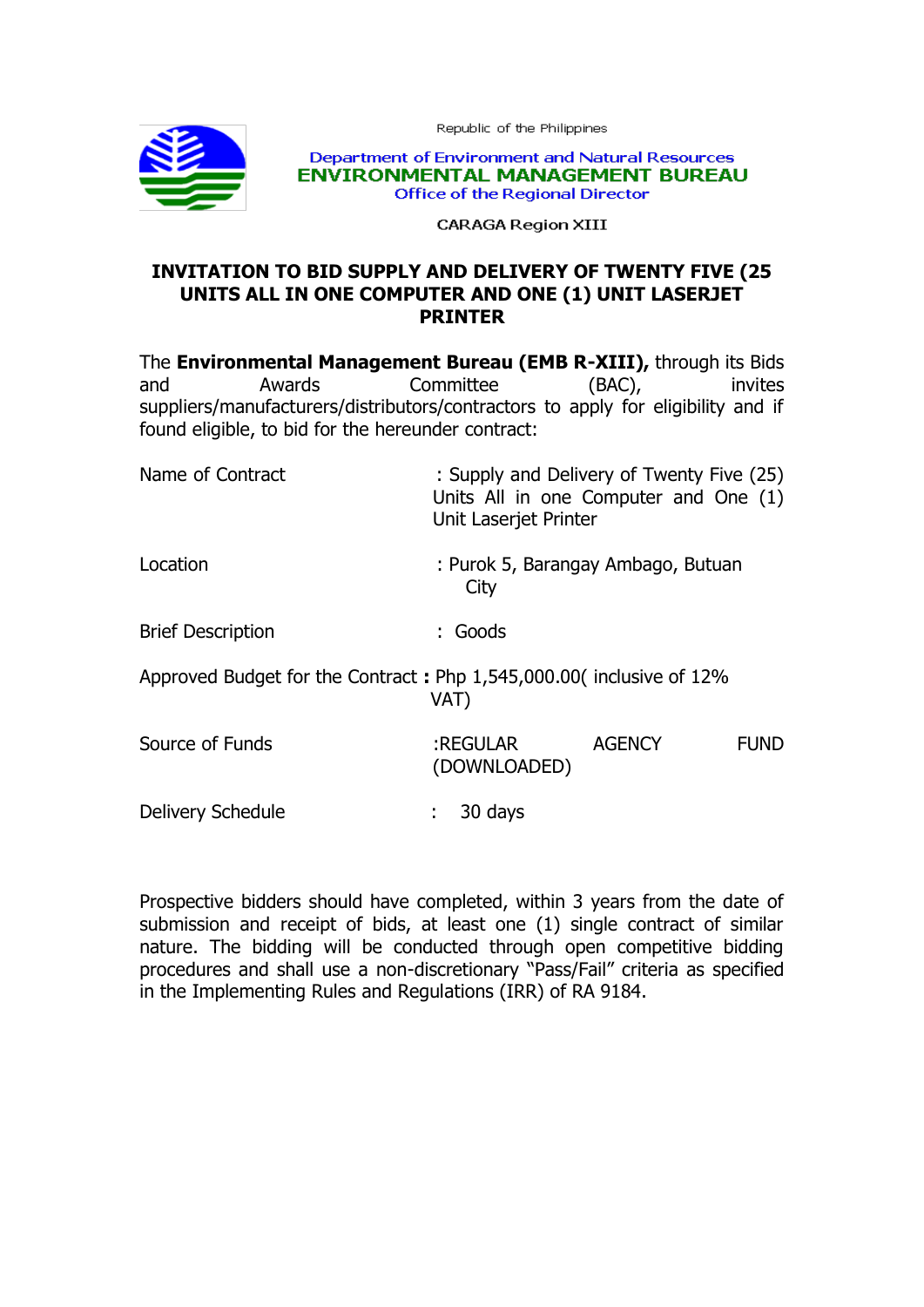Republic of the Philippines

Department of Environment and Natural Resources
**ENVIRONMENTAL MANAGEMENT BUREAU**
Office of the Regional Director

CARAGA Region XIII

# INVITATION TO BID SUPPLY AND DELIVERY OF TWENTY FIVE (25 UNITS ALL IN ONE COMPUTER AND ONE (1) UNIT LASERJET PRINTER

The **Environmental Management Bureau (EMB R-XIII),** through its Bids and Awards Committee (BAC), invites suppliers/manufacturers/distributors/contractors to apply for eligibility and if found eligible, to bid for the hereunder contract:

| | |
|---|---|
| Name of Contract | : Supply and Delivery of Twenty Five (25) Units All in one Computer and One (1) Unit Laserjet Printer |
| Location | : Purok 5, Barangay Ambago, Butuan City |
| Brief Description | : Goods |
| Approved Budget for the Contract | **:** Php 1,545,000.00( inclusive of 12% VAT) |
| Source of Funds | :REGULAR AGENCY FUND (DOWNLOADED) |
| Delivery Schedule | : 30 days |

Prospective bidders should have completed, within 3 years from the date of submission and receipt of bids, at least one (1) single contract of similar nature. The bidding will be conducted through open competitive bidding procedures and shall use a non-discretionary "Pass/Fail" criteria as specified in the Implementing Rules and Regulations (IRR) of RA 9184.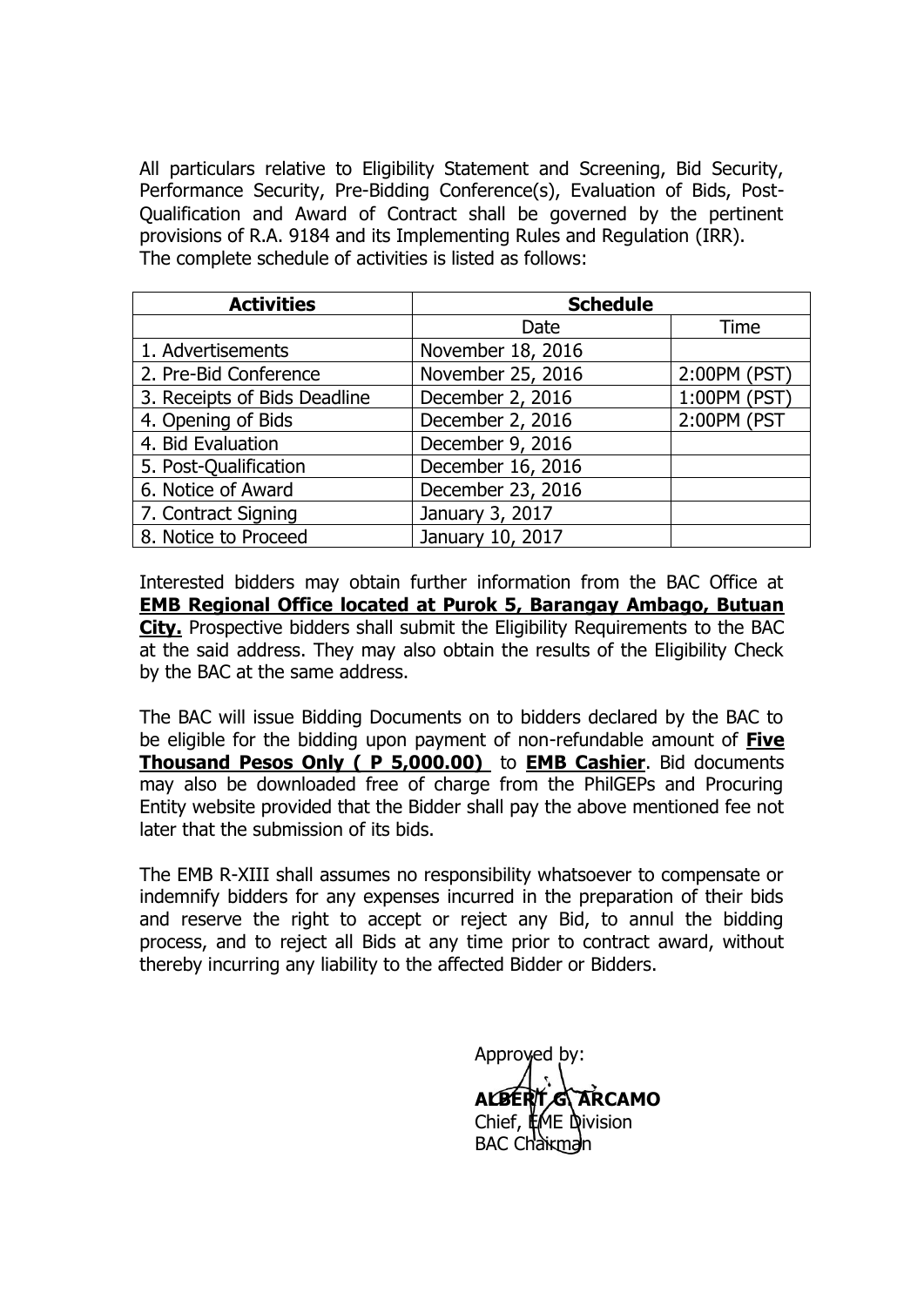All particulars relative to Eligibility Statement and Screening, Bid Security, Performance Security, Pre-Bidding Conference(s), Evaluation of Bids, Post-Qualification and Award of Contract shall be governed by the pertinent provisions of R.A. 9184 and its Implementing Rules and Regulation (IRR).
The complete schedule of activities is listed as follows:

| **Activities** | **Schedule** | |
|---|---|---|
| | Date | Time |
| 1. Advertisements | November 18, 2016 | |
| 2. Pre-Bid Conference | November 25, 2016 | 2:00PM (PST) |
| 3. Receipts of Bids Deadline | December 2, 2016 | 1:00PM (PST) |
| 4. Opening of Bids | December 2, 2016 | 2:00PM (PST |
| 4. Bid Evaluation | December 9, 2016 | |
| 5. Post-Qualification | December 16, 2016 | |
| 6. Notice of Award | December 23, 2016 | |
| 7. Contract Signing | January 3, 2017 | |
| 8. Notice to Proceed | January 10, 2017 | |

Interested bidders may obtain further information from the BAC Office at **EMB Regional Office located at Purok 5, Barangay Ambago, Butuan City.** Prospective bidders shall submit the Eligibility Requirements to the BAC at the said address. They may also obtain the results of the Eligibility Check by the BAC at the same address.

The BAC will issue Bidding Documents on to bidders declared by the BAC to be eligible for the bidding upon payment of non-refundable amount of **Five Thousand Pesos Only ( P 5,000.00)** to **EMB Cashier**. Bid documents may also be downloaded free of charge from the PhilGEPs and Procuring Entity website provided that the Bidder shall pay the above mentioned fee not later that the submission of its bids.

The EMB R-XIII shall assumes no responsibility whatsoever to compensate or indemnify bidders for any expenses incurred in the preparation of their bids and reserve the right to accept or reject any Bid, to annul the bidding process, and to reject all Bids at any time prior to contract award, without thereby incurring any liability to the affected Bidder or Bidders.

Approved by:

**ALBERT G. ARCAMO**
Chief, EME Division
BAC Chairman